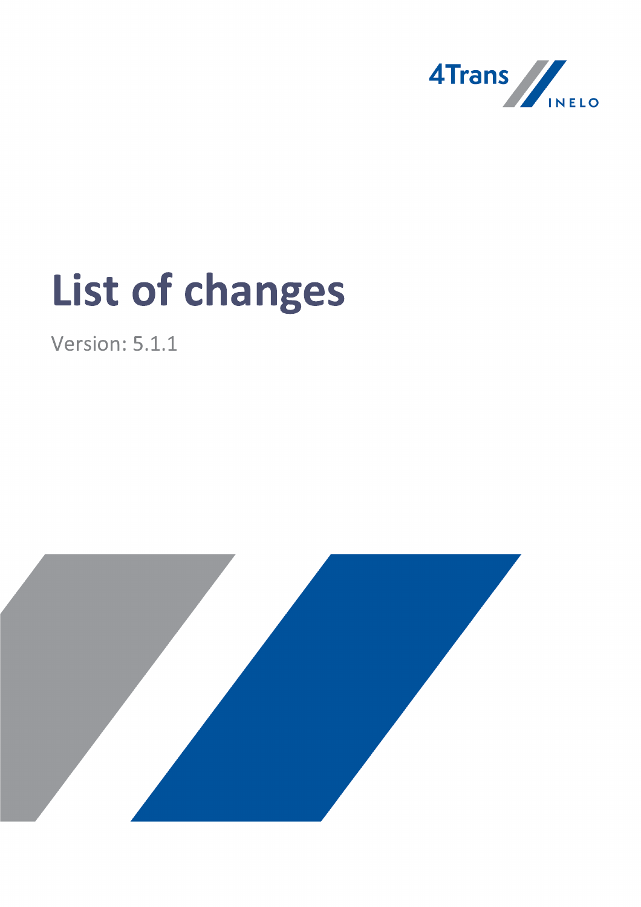4Trans INELO

# List of changes

Version: 5.1.1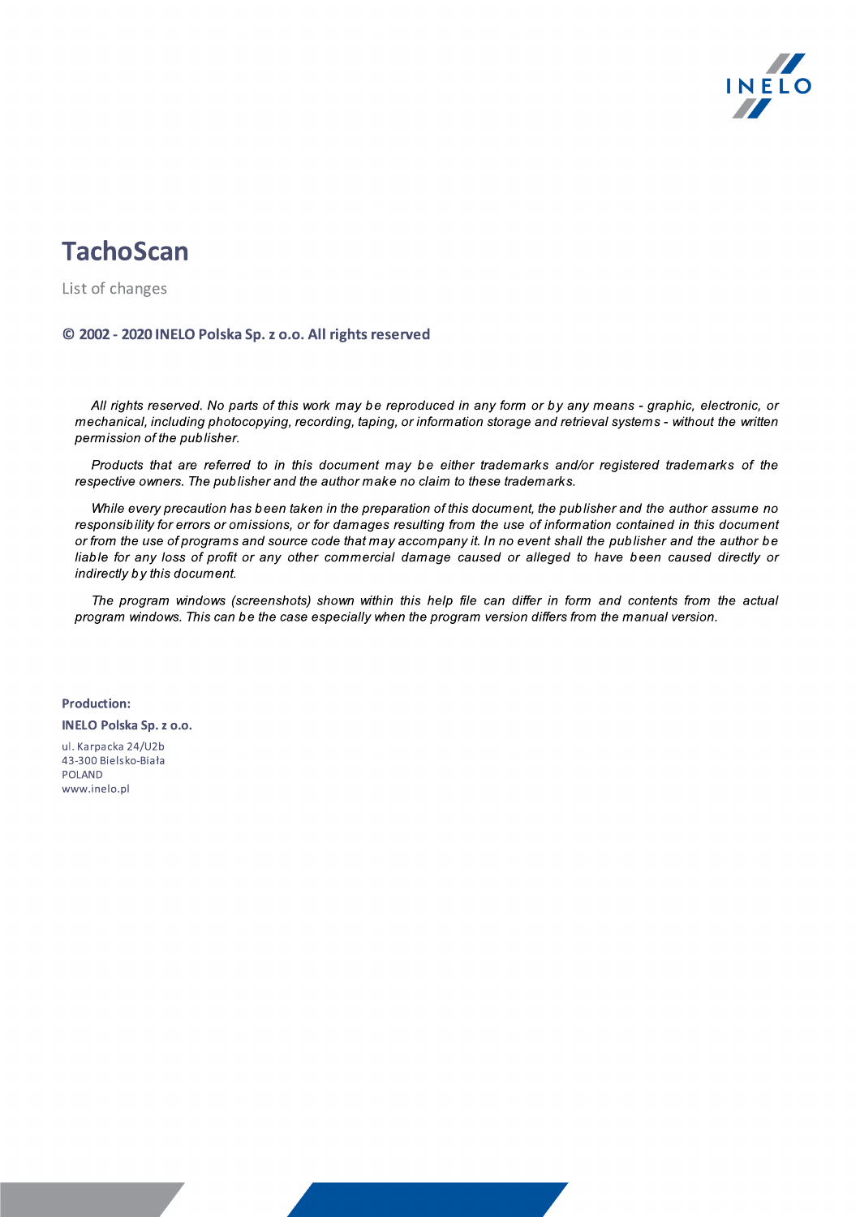# TachoScan

List of changes

**© 2002 - 2020 INELO Polska Sp. z o.o. All rights reserved**

*All rights reserved. No parts of this work may be reproduced in any form or by any means - graphic, electronic, or mechanical, including photocopying, recording, taping, or information storage and retrieval systems - without the written permission of the publisher.*

*Products that are referred to in this document may be either trademarks and/or registered trademarks of the respective owners. The publisher and the author make no claim to these trademarks.*

*While every precaution has been taken in the preparation of this document, the publisher and the author assume no responsibility for errors or omissions, or for damages resulting from the use of information contained in this document or from the use of programs and source code that may accompany it. In no event shall the publisher and the author be liable for any loss of profit or any other commercial damage caused or alleged to have been caused directly or indirectly by this document.*

*The program windows (screenshots) shown within this help file can differ in form and contents from the actual program windows. This can be the case especially when the program version differs from the manual version.*

**Production:**

**INELO Polska Sp. z o.o.**

ul. Karpacka 24/U2b
43-300 Bielsko-Biała
POLAND
www.inelo.pl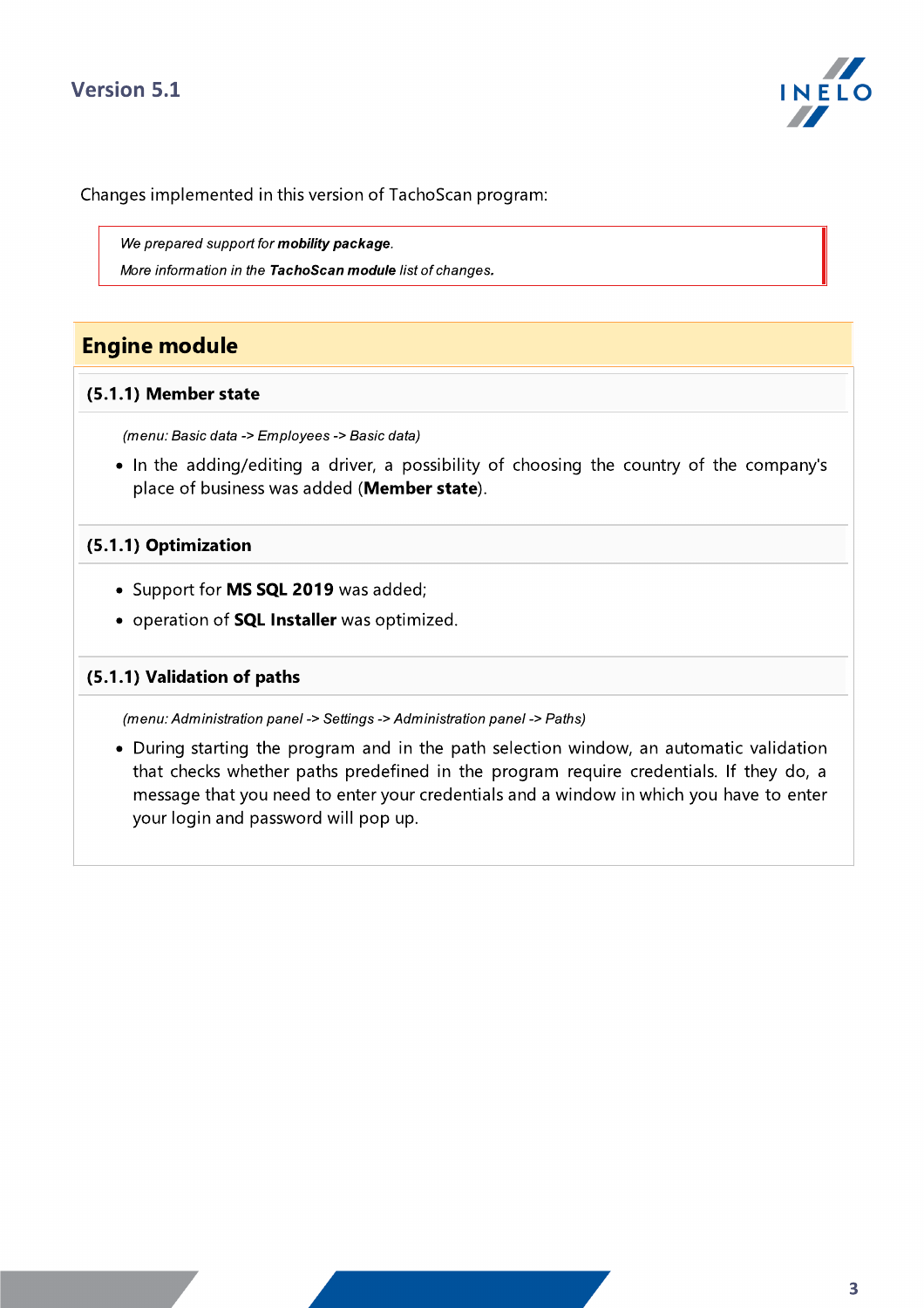Changes implemented in this version of TachoScan program:

> *We prepared support for **mobility package**.*
>
> *More information in the **TachoScan module** list of changes.*

## Engine module

### (5.1.1) Member state

*(menu: Basic data -> Employees -> Basic data)*

- In the adding/editing a driver, a possibility of choosing the country of the company's place of business was added (**Member state**).

### (5.1.1) Optimization

- Support for **MS SQL 2019** was added;
- operation of **SQL Installer** was optimized.

### (5.1.1) Validation of paths

*(menu: Administration panel -> Settings -> Administration panel -> Paths)*

- During starting the program and in the path selection window, an automatic validation that checks whether paths predefined in the program require credentials. If they do, a message that you need to enter your credentials and a window in which you have to enter your login and password will pop up.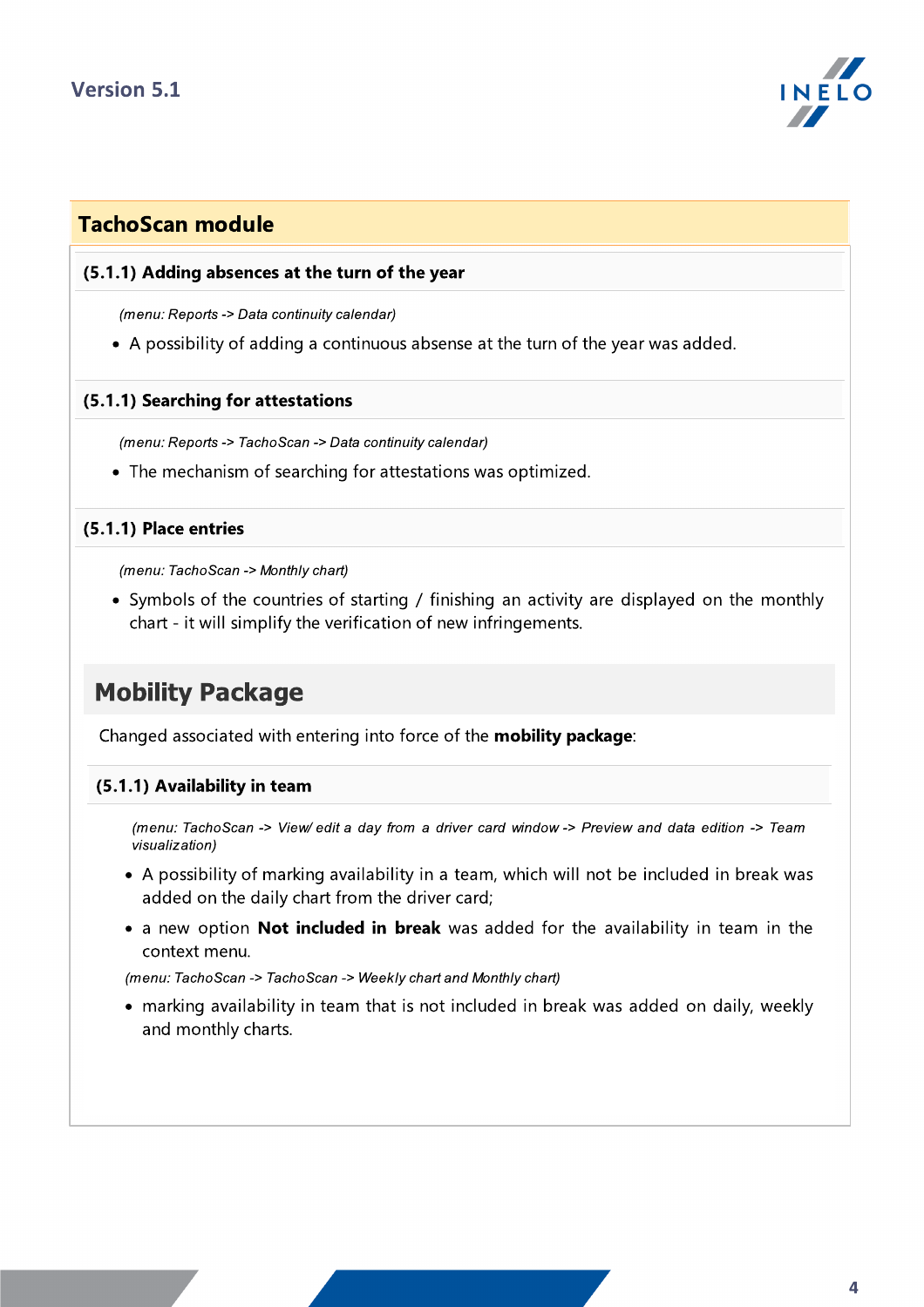## TachoScan module

### (5.1.1) Adding absences at the turn of the year

*(menu: Reports -> Data continuity calendar)*

- A possibility of adding a continuous absense at the turn of the year was added.

### (5.1.1) Searching for attestations

*(menu: Reports -> TachoScan -> Data continuity calendar)*

- The mechanism of searching for attestations was optimized.

### (5.1.1) Place entries

*(menu: TachoScan -> Monthly chart)*

- Symbols of the countries of starting / finishing an activity are displayed on the monthly chart - it will simplify the verification of new infringements.

## Mobility Package

Changed associated with entering into force of the **mobility package**:

### (5.1.1) Availability in team

*(menu: TachoScan -> View/ edit a day from a driver card window -> Preview and data edition -> Team visualization)*

- A possibility of marking availability in a team, which will not be included in break was added on the daily chart from the driver card;
- a new option **Not included in break** was added for the availability in team in the context menu.

*(menu: TachoScan -> TachoScan -> Weekly chart and Monthly chart)*

- marking availability in team that is not included in break was added on daily, weekly and monthly charts.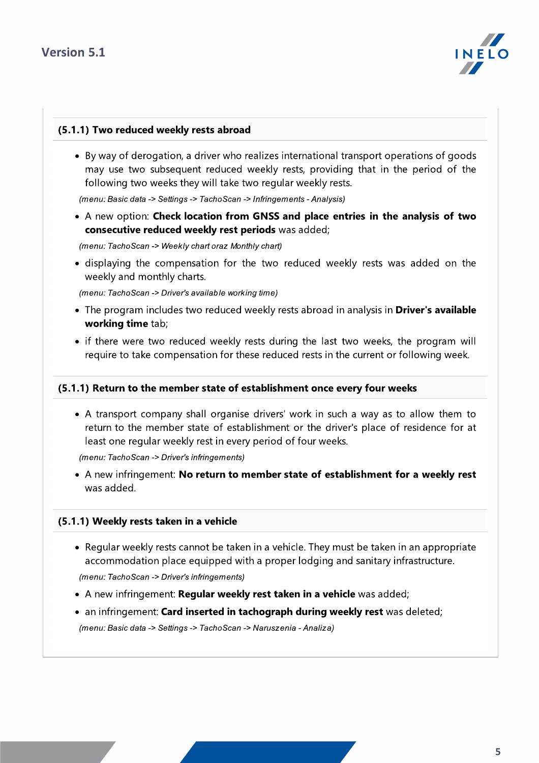### (5.1.1) Two reduced weekly rests abroad

- By way of derogation, a driver who realizes international transport operations of goods may use two subsequent reduced weekly rests, providing that in the period of the following two weeks they will take two regular weekly rests.

*(menu: Basic data -> Settings -> TachoScan -> Infringements - Analysis)*

- A new option: **Check location from GNSS and place entries in the analysis of two consecutive reduced weekly rest periods** was added;

*(menu: TachoScan -> Weekly chart oraz Monthly chart)*

- displaying the compensation for the two reduced weekly rests was added on the weekly and monthly charts.

*(menu: TachoScan -> Driver's available working time)*

- The program includes two reduced weekly rests abroad in analysis in **Driver's available working time** tab;
- if there were two reduced weekly rests during the last two weeks, the program will require to take compensation for these reduced rests in the current or following week.

### (5.1.1) Return to the member state of establishment once every four weeks

- A transport company shall organise drivers' work in such a way as to allow them to return to the member state of establishment or the driver's place of residence for at least one regular weekly rest in every period of four weeks.

*(menu: TachoScan -> Driver's infringements)*

- A new infringement: **No return to member state of establishment for a weekly rest** was added.

### (5.1.1) Weekly rests taken in a vehicle

- Regular weekly rests cannot be taken in a vehicle. They must be taken in an appropriate accommodation place equipped with a proper lodging and sanitary infrastructure.

*(menu: TachoScan -> Driver's infringements)*

- A new infringement: **Regular weekly rest taken in a vehicle** was added;
- an infringement: **Card inserted in tachograph during weekly rest** was deleted;

*(menu: Basic data -> Settings -> TachoScan -> Naruszenia - Analiza)*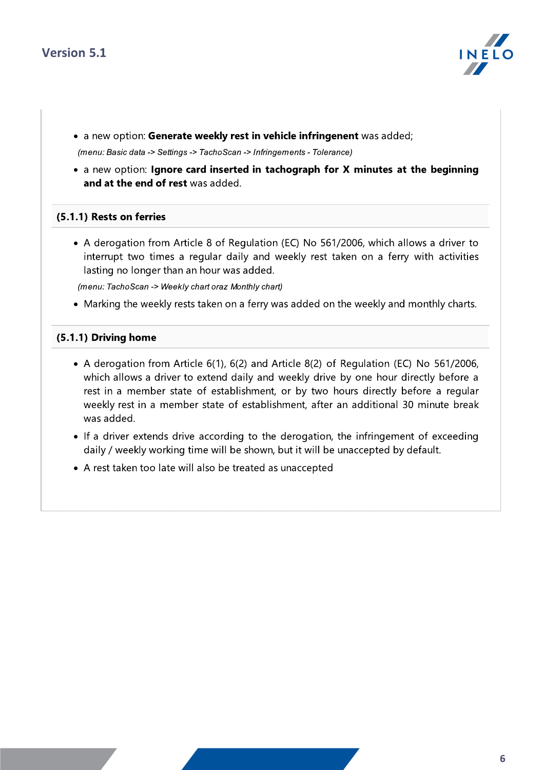- a new option: **Generate weekly rest in vehicle infringenent** was added;

  *(menu: Basic data -> Settings -> TachoScan -> Infringements - Tolerance)*

- a new option: **Ignore card inserted in tachograph for X minutes at the beginning and at the end of rest** was added.

### (5.1.1) Rests on ferries

- A derogation from Article 8 of Regulation (EC) No 561/2006, which allows a driver to interrupt two times a regular daily and weekly rest taken on a ferry with activities lasting no longer than an hour was added.

  *(menu: TachoScan -> Weekly chart oraz Monthly chart)*

- Marking the weekly rests taken on a ferry was added on the weekly and monthly charts.

### (5.1.1) Driving home

- A derogation from Article 6(1), 6(2) and Article 8(2) of Regulation (EC) No 561/2006, which allows a driver to extend daily and weekly drive by one hour directly before a rest in a member state of establishment, or by two hours directly before a regular weekly rest in a member state of establishment, after an additional 30 minute break was added.
- If a driver extends drive according to the derogation, the infringement of exceeding daily / weekly working time will be shown, but it will be unaccepted by default.
- A rest taken too late will also be treated as unaccepted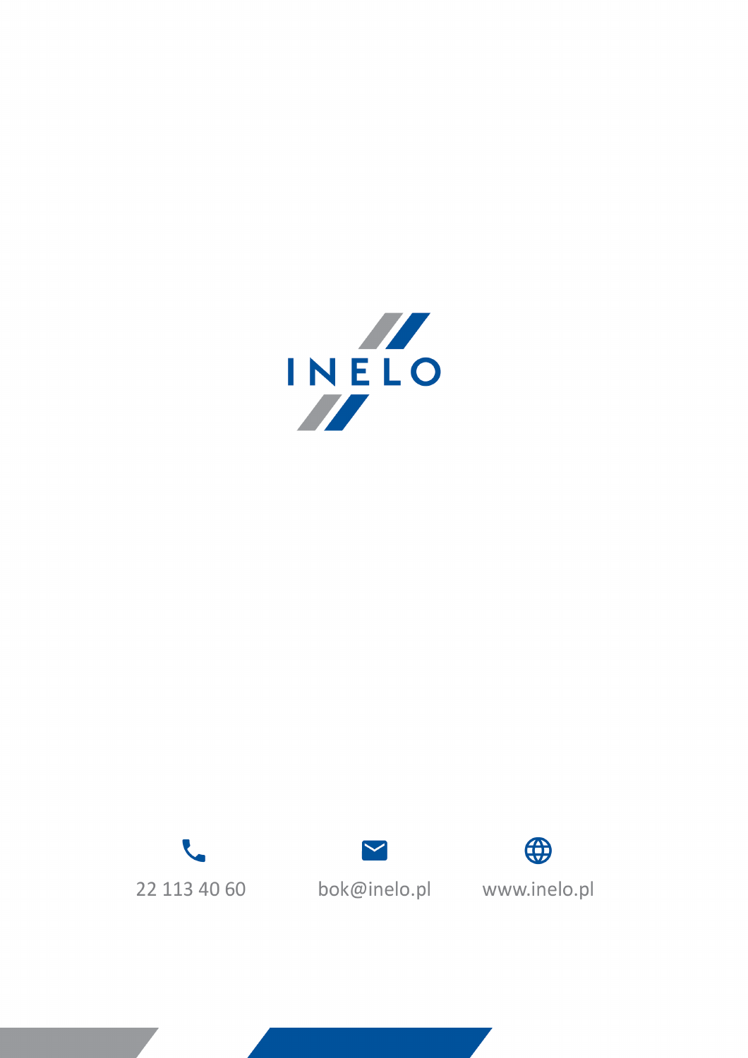INELO

22 113 40 60

bok@inelo.pl

www.inelo.pl